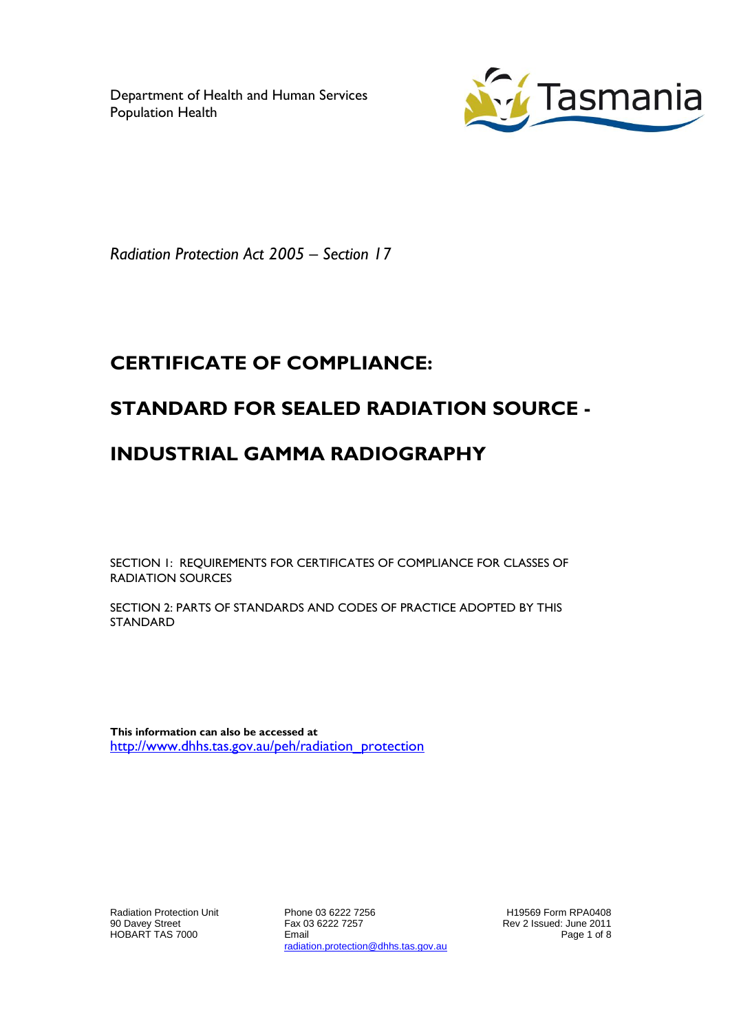Department of Health and Human Services
Population Health

*Radiation Protection Act 2005 – Section 17*

# CERTIFICATE OF COMPLIANCE:

# STANDARD FOR SEALED RADIATION SOURCE - INDUSTRIAL GAMMA RADIOGRAPHY

SECTION 1: REQUIREMENTS FOR CERTIFICATES OF COMPLIANCE FOR CLASSES OF RADIATION SOURCES

SECTION 2: PARTS OF STANDARDS AND CODES OF PRACTICE ADOPTED BY THIS STANDARD

**This information can also be accessed at**
http://www.dhhs.tas.gov.au/peh/radiation_protection

Radiation Protection Unit
90 Davey Street
HOBART TAS 7000

Phone 03 6222 7256
Fax 03 6222 7257
Email
radiation.protection@dhhs.tas.gov.au

H19569 Form RPA0408
Rev 2 Issued: June 2011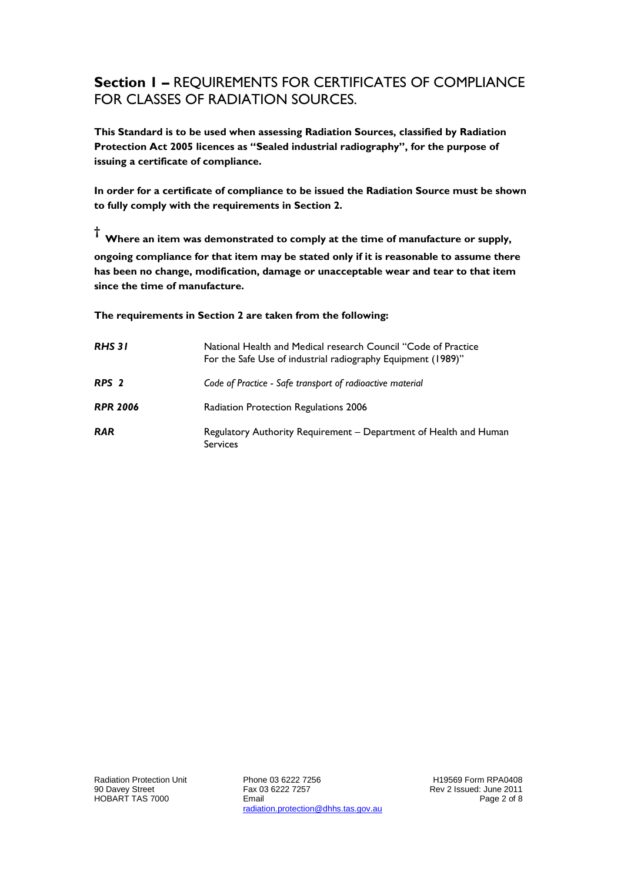## **Section 1 –** REQUIREMENTS FOR CERTIFICATES OF COMPLIANCE FOR CLASSES OF RADIATION SOURCES.

**This Standard is to be used when assessing Radiation Sources, classified by Radiation Protection Act 2005 licences as "Sealed industrial radiography", for the purpose of issuing a certificate of compliance.**

**In order for a certificate of compliance to be issued the Radiation Source must be shown to fully comply with the requirements in Section 2.**

**† Where an item was demonstrated to comply at the time of manufacture or supply, ongoing compliance for that item may be stated only if it is reasonable to assume there has been no change, modification, damage or unacceptable wear and tear to that item since the time of manufacture.**

**The requirements in Section 2 are taken from the following:**

| | |
|---|---|
| ***RHS 31*** | National Health and Medical research Council "Code of Practice For the Safe Use of industrial radiography Equipment (1989)" |
| ***RPS 2*** | *Code of Practice - Safe transport of radioactive material* |
| ***RPR 2006*** | Radiation Protection Regulations 2006 |
| ***RAR*** | Regulatory Authority Requirement – Department of Health and Human Services |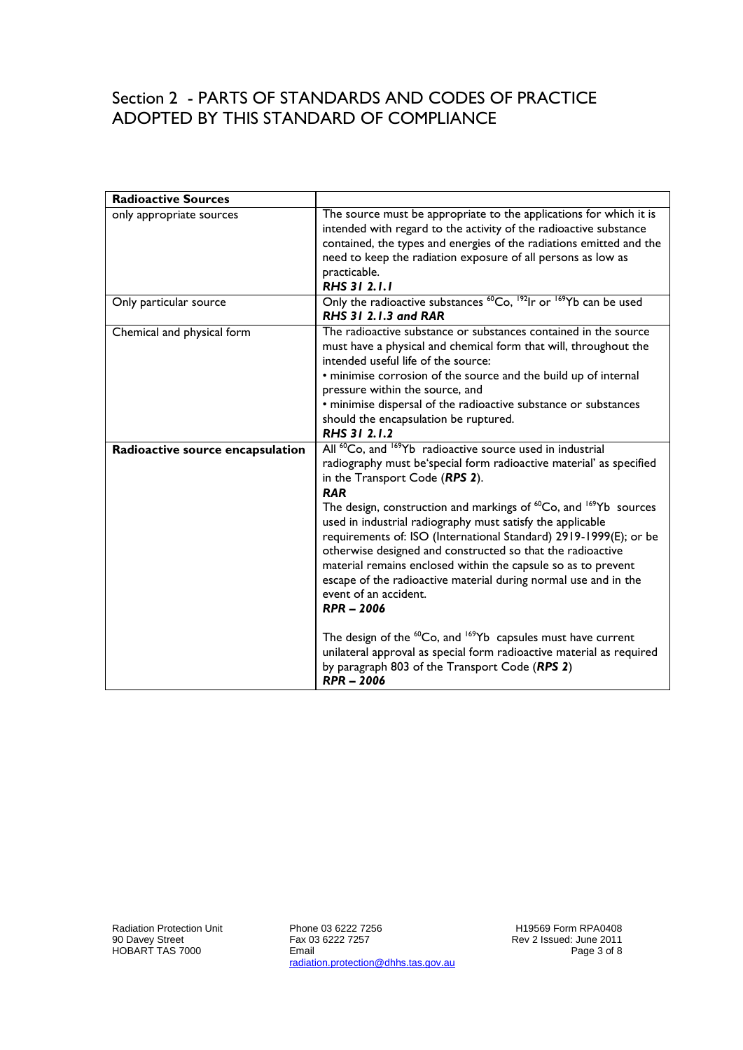## Section 2 - PARTS OF STANDARDS AND CODES OF PRACTICE ADOPTED BY THIS STANDARD OF COMPLIANCE

| **Radioactive Sources** | |
|---|---|
| only appropriate sources | The source must be appropriate to the applications for which it is intended with regard to the activity of the radioactive substance contained, the types and energies of the radiations emitted and the need to keep the radiation exposure of all persons as low as practicable.<br>***RHS 31 2.1.1*** |
| Only particular source | Only the radioactive substances $^{60}Co$, $^{192}Ir$ or $^{169}Yb$ can be used<br>***RHS 31 2.1.3 and RAR*** |
| Chemical and physical form | The radioactive substance or substances contained in the source must have a physical and chemical form that will, throughout the intended useful life of the source:<br>• minimise corrosion of the source and the build up of internal pressure within the source, and<br>• minimise dispersal of the radioactive substance or substances should the encapsulation be ruptured.<br>***RHS 31 2.1.2*** |
| **Radioactive source encapsulation** | All $^{60}Co$, and $^{169}Yb$ radioactive source used in industrial radiography must be'special form radioactive material' as specified in the Transport Code (***RPS 2***).<br>***RAR***<br>The design, construction and markings of $^{60}Co$, and $^{169}Yb$ sources used in industrial radiography must satisfy the applicable requirements of: ISO (International Standard) 2919-1999(E); or be otherwise designed and constructed so that the radioactive material remains enclosed within the capsule so as to prevent escape of the radioactive material during normal use and in the event of an accident.<br>***RPR – 2006***<br><br>The design of the $^{60}Co$, and $^{169}Yb$ capsules must have current unilateral approval as special form radioactive material as required by paragraph 803 of the Transport Code (***RPS 2***)<br>***RPR – 2006*** |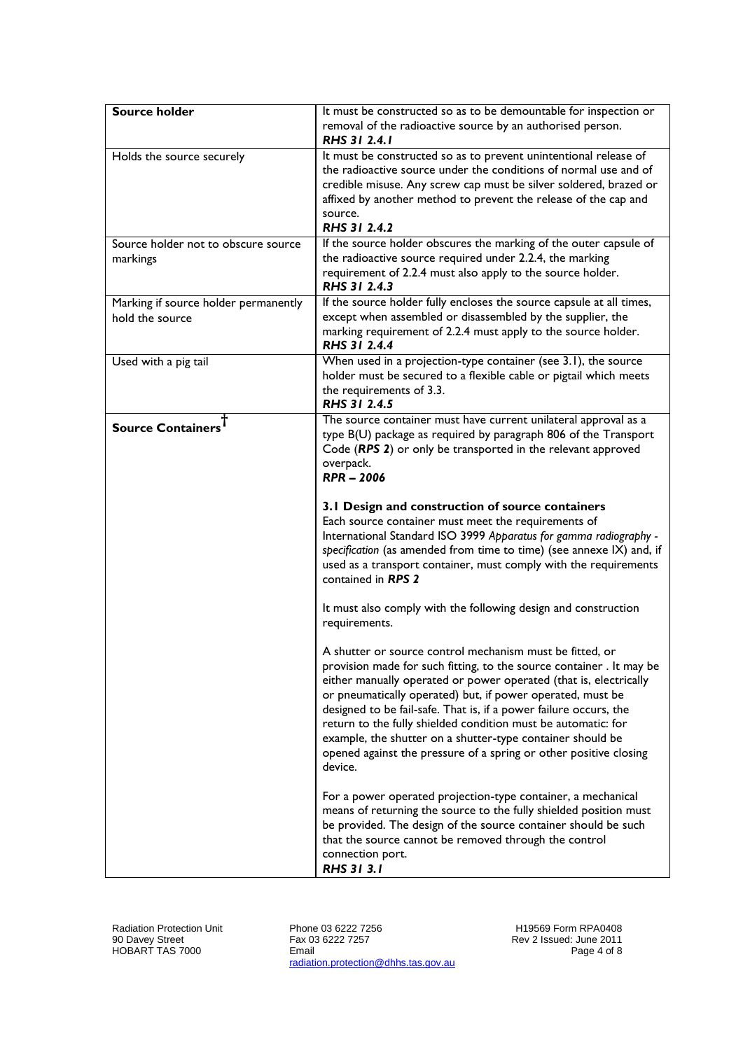| **Source holder** | It must be constructed so as to be demountable for inspection or removal of the radioactive source by an authorised person. ***RHS 31 2.4.1*** |
|---|---|
| Holds the source securely | It must be constructed so as to prevent unintentional release of the radioactive source under the conditions of normal use and of credible misuse. Any screw cap must be silver soldered, brazed or affixed by another method to prevent the release of the cap and source. ***RHS 31 2.4.2*** |
| Source holder not to obscure source markings | If the source holder obscures the marking of the outer capsule of the radioactive source required under 2.2.4, the marking requirement of 2.2.4 must also apply to the source holder. ***RHS 31 2.4.3*** |
| Marking if source holder permanently hold the source | If the source holder fully encloses the source capsule at all times, except when assembled or disassembled by the supplier, the marking requirement of 2.2.4 must apply to the source holder. ***RHS 31 2.4.4*** |
| Used with a pig tail | When used in a projection-type container (see 3.1), the source holder must be secured to a flexible cable or pigtail which meets the requirements of 3.3. ***RHS 31 2.4.5*** |
| **Source Containers**† | The source container must have current unilateral approval as a type B(U) package as required by paragraph 806 of the Transport Code (***RPS 2***) or only be transported in the relevant approved overpack. ***RPR – 2006***<br><br>**3.1 Design and construction of source containers**<br>Each source container must meet the requirements of International Standard ISO 3999 *Apparatus for gamma radiography - specification* (as amended from time to time) (see annexe IX) and, if used as a transport container, must comply with the requirements contained in ***RPS 2***<br><br>It must also comply with the following design and construction requirements.<br><br>A shutter or source control mechanism must be fitted, or provision made for such fitting, to the source container . It may be either manually operated or power operated (that is, electrically or pneumatically operated) but, if power operated, must be designed to be fail-safe. That is, if a power failure occurs, the return to the fully shielded condition must be automatic: for example, the shutter on a shutter-type container should be opened against the pressure of a spring or other positive closing device.<br><br>For a power operated projection-type container, a mechanical means of returning the source to the fully shielded position must be provided. The design of the source container should be such that the source cannot be removed through the control connection port. ***RHS 31 3.1*** |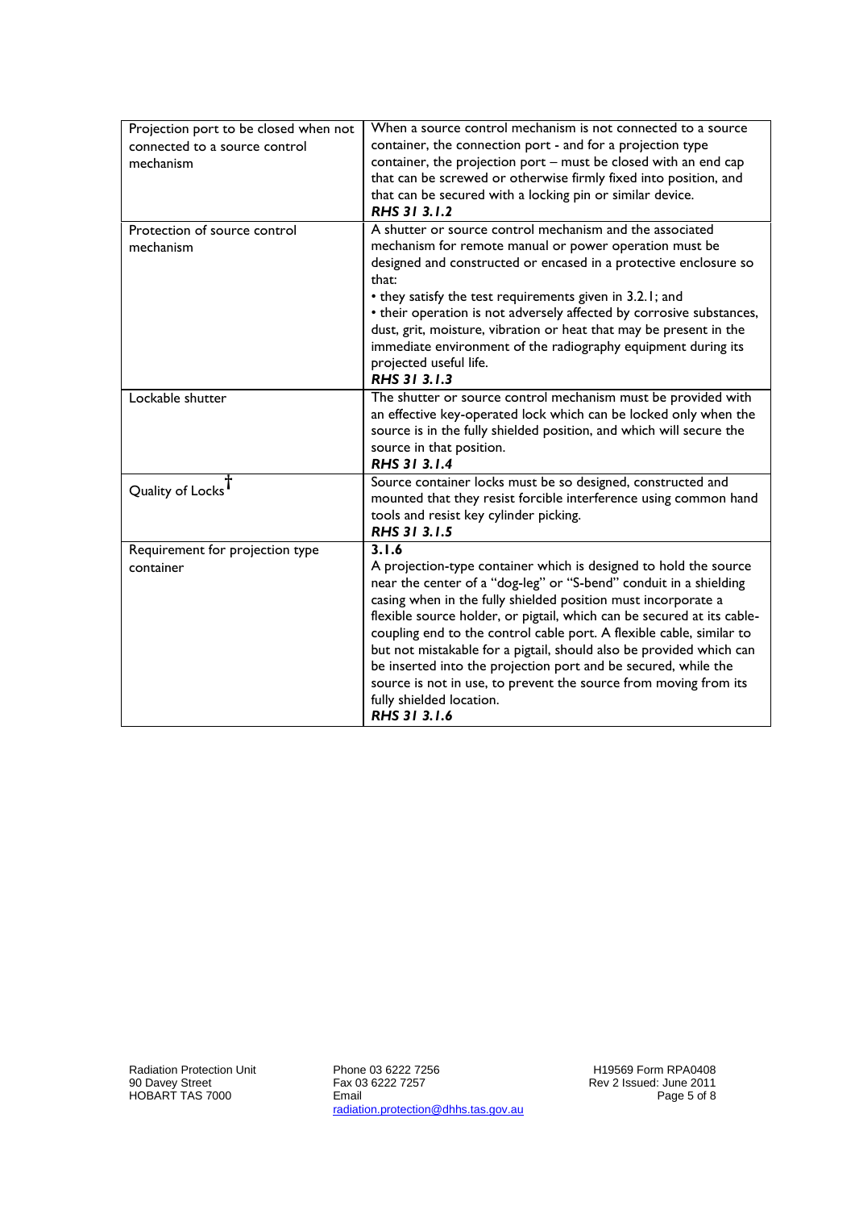| | |
|---|---|
| Projection port to be closed when not connected to a source control mechanism | When a source control mechanism is not connected to a source container, the connection port - and for a projection type container, the projection port – must be closed with an end cap that can be screwed or otherwise firmly fixed into position, and that can be secured with a locking pin or similar device.<br>***RHS 31 3.1.2*** |
| Protection of source control mechanism | A shutter or source control mechanism and the associated mechanism for remote manual or power operation must be designed and constructed or encased in a protective enclosure so that:<br>• they satisfy the test requirements given in 3.2.1; and<br>• their operation is not adversely affected by corrosive substances, dust, grit, moisture, vibration or heat that may be present in the immediate environment of the radiography equipment during its projected useful life.<br>***RHS 31 3.1.3*** |
| Lockable shutter | The shutter or source control mechanism must be provided with an effective key-operated lock which can be locked only when the source is in the fully shielded position, and which will secure the source in that position.<br>***RHS 31 3.1.4*** |
| Quality of Locks† | Source container locks must be so designed, constructed and mounted that they resist forcible interference using common hand tools and resist key cylinder picking.<br>***RHS 31 3.1.5*** |
| Requirement for projection type container | **3.1.6**<br>A projection-type container which is designed to hold the source near the center of a "dog-leg" or "S-bend" conduit in a shielding casing when in the fully shielded position must incorporate a flexible source holder, or pigtail, which can be secured at its cable-coupling end to the control cable port. A flexible cable, similar to but not mistakable for a pigtail, should also be provided which can be inserted into the projection port and be secured, while the source is not in use, to prevent the source from moving from its fully shielded location.<br>***RHS 31 3.1.6*** |

Radiation Protection Unit
90 Davey Street
HOBART TAS 7000

Phone 03 6222 7256
Fax 03 6222 7257
Email
radiation.protection@dhhs.tas.gov.au

H19569 Form RPA0408
Rev 2 Issued: June 2011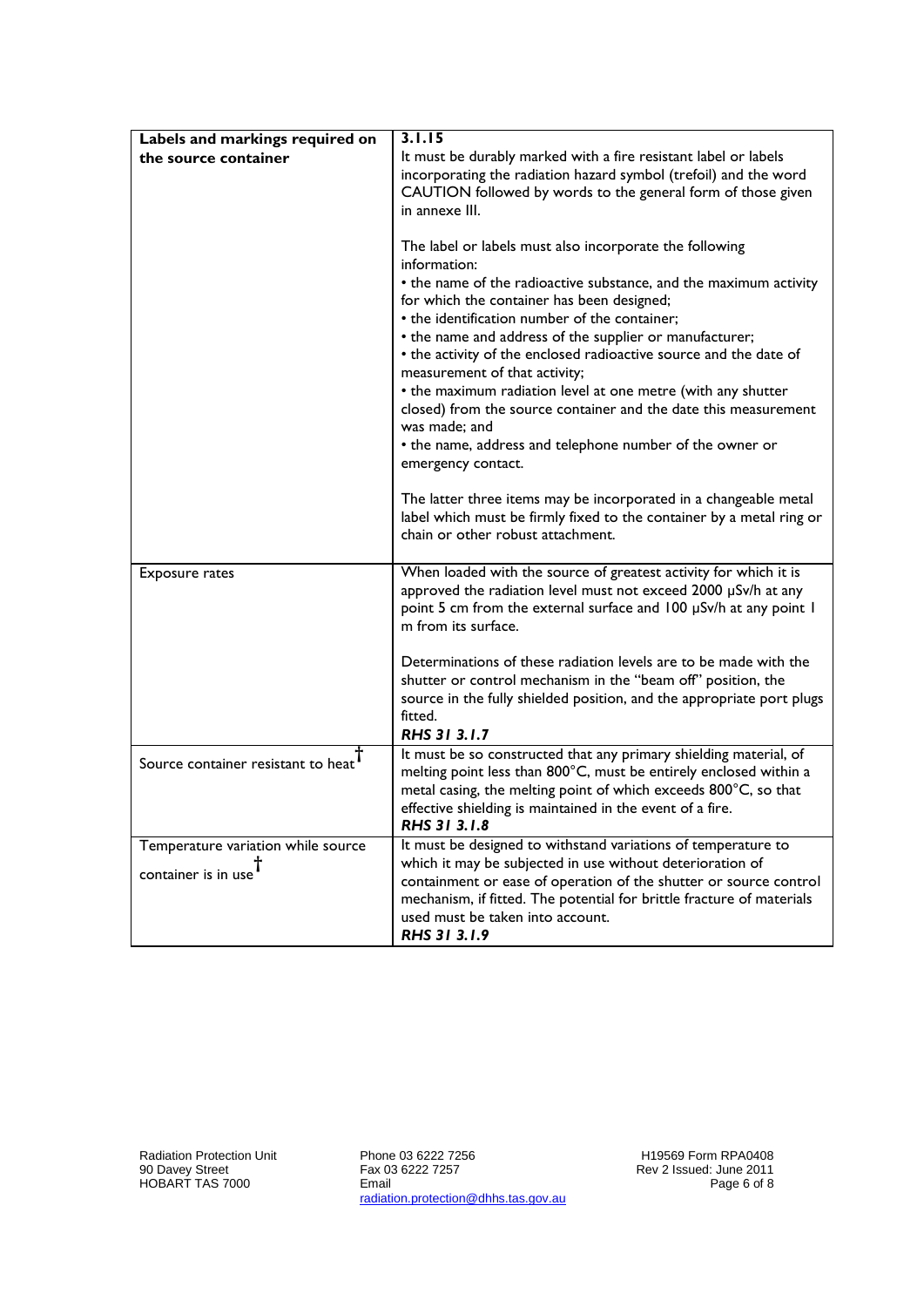| Labels and markings required on the source container | 3.1.15<br>It must be durably marked with a fire resistant label or labels incorporating the radiation hazard symbol (trefoil) and the word CAUTION followed by words to the general form of those given in annexe III.<br><br>The label or labels must also incorporate the following information:<br>• the name of the radioactive substance, and the maximum activity for which the container has been designed;<br>• the identification number of the container;<br>• the name and address of the supplier or manufacturer;<br>• the activity of the enclosed radioactive source and the date of measurement of that activity;<br>• the maximum radiation level at one metre (with any shutter closed) from the source container and the date this measurement was made; and<br>• the name, address and telephone number of the owner or emergency contact.<br><br>The latter three items may be incorporated in a changeable metal label which must be firmly fixed to the container by a metal ring or chain or other robust attachment. |
|---|---|
| Exposure rates | When loaded with the source of greatest activity for which it is approved the radiation level must not exceed 2000 µSv/h at any point 5 cm from the external surface and 100 µSv/h at any point 1 m from its surface.<br><br>Determinations of these radiation levels are to be made with the shutter or control mechanism in the "beam off" position, the source in the fully shielded position, and the appropriate port plugs fitted.<br>***RHS 31 3.1.7*** |
| Source container resistant to heat† | It must be so constructed that any primary shielding material, of melting point less than 800°C, must be entirely enclosed within a metal casing, the melting point of which exceeds 800°C, so that effective shielding is maintained in the event of a fire.<br>***RHS 31 3.1.8*** |
| Temperature variation while source container is in use† | It must be designed to withstand variations of temperature to which it may be subjected in use without deterioration of containment or ease of operation of the shutter or source control mechanism, if fitted. The potential for brittle fracture of materials used must be taken into account.<br>***RHS 31 3.1.9*** |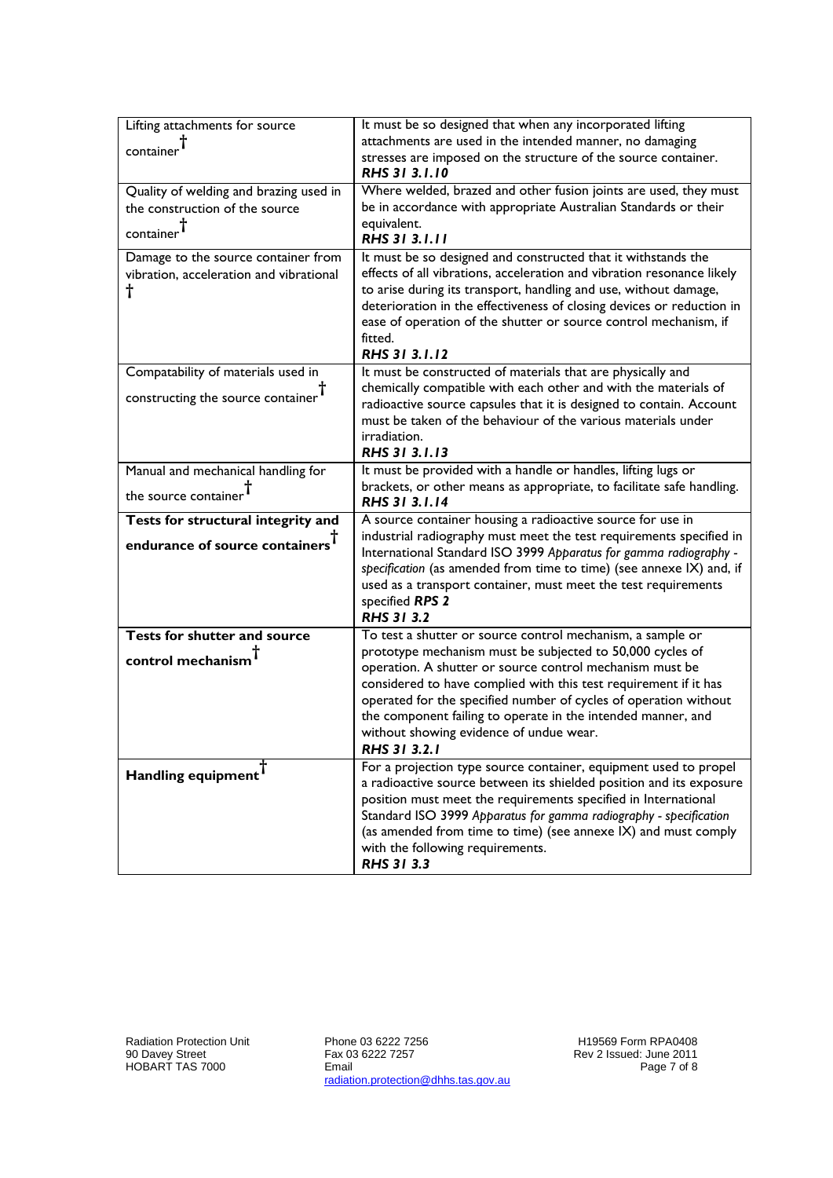| | |
|---|---|
| Lifting attachments for source container† | It must be so designed that when any incorporated lifting attachments are used in the intended manner, no damaging stresses are imposed on the structure of the source container. ***RHS 31 3.1.10*** |
| Quality of welding and brazing used in the construction of the source container† | Where welded, brazed and other fusion joints are used, they must be in accordance with appropriate Australian Standards or their equivalent. ***RHS 31 3.1.11*** |
| Damage to the source container from vibration, acceleration and vibrational † | It must be so designed and constructed that it withstands the effects of all vibrations, acceleration and vibration resonance likely to arise during its transport, handling and use, without damage, deterioration in the effectiveness of closing devices or reduction in ease of operation of the shutter or source control mechanism, if fitted. ***RHS 31 3.1.12*** |
| Compatability of materials used in constructing the source container† | It must be constructed of materials that are physically and chemically compatible with each other and with the materials of radioactive source capsules that it is designed to contain. Account must be taken of the behaviour of the various materials under irradiation. ***RHS 31 3.1.13*** |
| Manual and mechanical handling for the source container† | It must be provided with a handle or handles, lifting lugs or brackets, or other means as appropriate, to facilitate safe handling. ***RHS 31 3.1.14*** |
| **Tests for structural integrity and endurance of source containers†** | A source container housing a radioactive source for use in industrial radiography must meet the test requirements specified in International Standard ISO 3999 *Apparatus for gamma radiography - specification* (as amended from time to time) (see annexe IX) and, if used as a transport container, must meet the test requirements specified ***RPS 2*** ***RHS 31 3.2*** |
| **Tests for shutter and source control mechanism†** | To test a shutter or source control mechanism, a sample or prototype mechanism must be subjected to 50,000 cycles of operation. A shutter or source control mechanism must be considered to have complied with this test requirement if it has operated for the specified number of cycles of operation without the component failing to operate in the intended manner, and without showing evidence of undue wear. ***RHS 31 3.2.1*** |
| **Handling equipment†** | For a projection type source container, equipment used to propel a radioactive source between its shielded position and its exposure position must meet the requirements specified in International Standard ISO 3999 *Apparatus for gamma radiography - specification* (as amended from time to time) (see annexe IX) and must comply with the following requirements. ***RHS 31 3.3*** |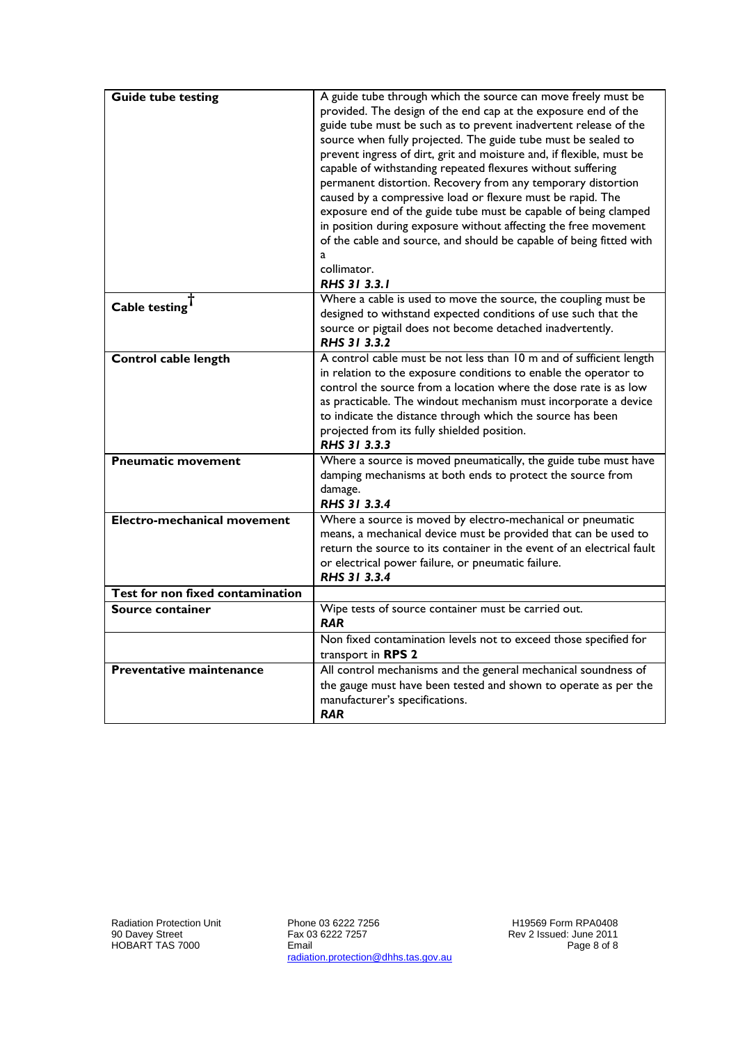| | |
|---|---|
| **Guide tube testing** | A guide tube through which the source can move freely must be provided. The design of the end cap at the exposure end of the guide tube must be such as to prevent inadvertent release of the source when fully projected. The guide tube must be sealed to prevent ingress of dirt, grit and moisture and, if flexible, must be capable of withstanding repeated flexures without suffering permanent distortion. Recovery from any temporary distortion caused by a compressive load or flexure must be rapid. The exposure end of the guide tube must be capable of being clamped in position during exposure without affecting the free movement of the cable and source, and should be capable of being fitted with a collimator. ***RHS 31 3.3.1*** |
| **Cable testing**† | Where a cable is used to move the source, the coupling must be designed to withstand expected conditions of use such that the source or pigtail does not become detached inadvertently. ***RHS 31 3.3.2*** |
| **Control cable length** | A control cable must be not less than 10 m and of sufficient length in relation to the exposure conditions to enable the operator to control the source from a location where the dose rate is as low as practicable. The windout mechanism must incorporate a device to indicate the distance through which the source has been projected from its fully shielded position. ***RHS 31 3.3.3*** |
| **Pneumatic movement** | Where a source is moved pneumatically, the guide tube must have damping mechanisms at both ends to protect the source from damage. ***RHS 31 3.3.4*** |
| **Electro-mechanical movement** | Where a source is moved by electro-mechanical or pneumatic means, a mechanical device must be provided that can be used to return the source to its container in the event of an electrical fault or electrical power failure, or pneumatic failure. ***RHS 31 3.3.4*** |
| **Test for non fixed contamination** | |
| **Source container** | Wipe tests of source container must be carried out. ***RAR*** |
| | Non fixed contamination levels not to exceed those specified for transport in **RPS 2** |
| **Preventative maintenance** | All control mechanisms and the general mechanical soundness of the gauge must have been tested and shown to operate as per the manufacturer's specifications. ***RAR*** |

Radiation Protection Unit
90 Davey Street
HOBART TAS 7000

Phone 03 6222 7256
Fax 03 6222 7257
Email
radiation.protection@dhhs.tas.gov.au

H19569 Form RPA0408
Rev 2 Issued: June 2011